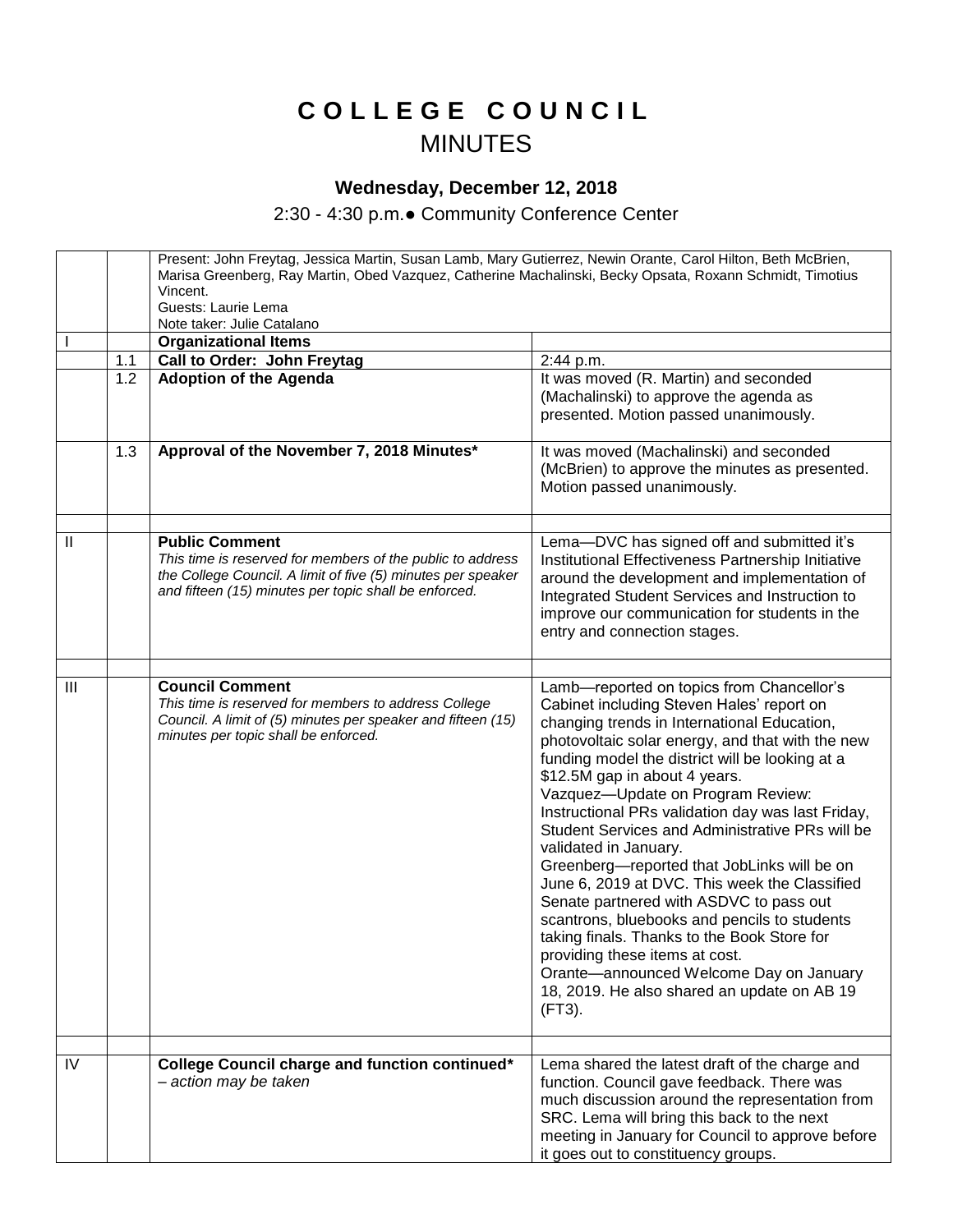# COLLEGE COUNCIL

## MINUTES

### Wednesday, December 12, 2018

2:30 - 4:30 p.m.● Community Conference Center

| | | | |
|---|---|---|---|
| | | Present: John Freytag, Jessica Martin, Susan Lamb, Mary Gutierrez, Newin Orante, Carol Hilton, Beth McBrien, Marisa Greenberg, Ray Martin, Obed Vazquez, Catherine Machalinski, Becky Opsata, Roxann Schmidt, Timotius Vincent.<br>Guests: Laurie Lema<br>Note taker: Julie Catalano | |
| I | | **Organizational Items** | |
| | 1.1 | **Call to Order: John Freytag** | 2:44 p.m. |
| | 1.2 | **Adoption of the Agenda** | It was moved (R. Martin) and seconded (Machalinski) to approve the agenda as presented. Motion passed unanimously. |
| | 1.3 | **Approval of the November 7, 2018 Minutes*** | It was moved (Machalinski) and seconded (McBrien) to approve the minutes as presented. Motion passed unanimously. |
| | | | |
| II | | **Public Comment**<br>*This time is reserved for members of the public to address the College Council. A limit of five (5) minutes per speaker and fifteen (15) minutes per topic shall be enforced.* | Lema—DVC has signed off and submitted it's Institutional Effectiveness Partnership Initiative around the development and implementation of Integrated Student Services and Instruction to improve our communication for students in the entry and connection stages. |
| | | | |
| III | | **Council Comment**<br>*This time is reserved for members to address College Council. A limit of (5) minutes per speaker and fifteen (15) minutes per topic shall be enforced.* | Lamb—reported on topics from Chancellor's Cabinet including Steven Hales' report on changing trends in International Education, photovoltaic solar energy, and that with the new funding model the district will be looking at a $12.5M gap in about 4 years.<br>Vazquez—Update on Program Review: Instructional PRs validation day was last Friday, Student Services and Administrative PRs will be validated in January.<br>Greenberg—reported that JobLinks will be on June 6, 2019 at DVC. This week the Classified Senate partnered with ASDVC to pass out scantrons, bluebooks and pencils to students taking finals. Thanks to the Book Store for providing these items at cost.<br>Orante—announced Welcome Day on January 18, 2019. He also shared an update on AB 19 (FT3). |
| | | | |
| IV | | **College Council charge and function continued***<br>*– action may be taken* | Lema shared the latest draft of the charge and function. Council gave feedback. There was much discussion around the representation from SRC. Lema will bring this back to the next meeting in January for Council to approve before it goes out to constituency groups. |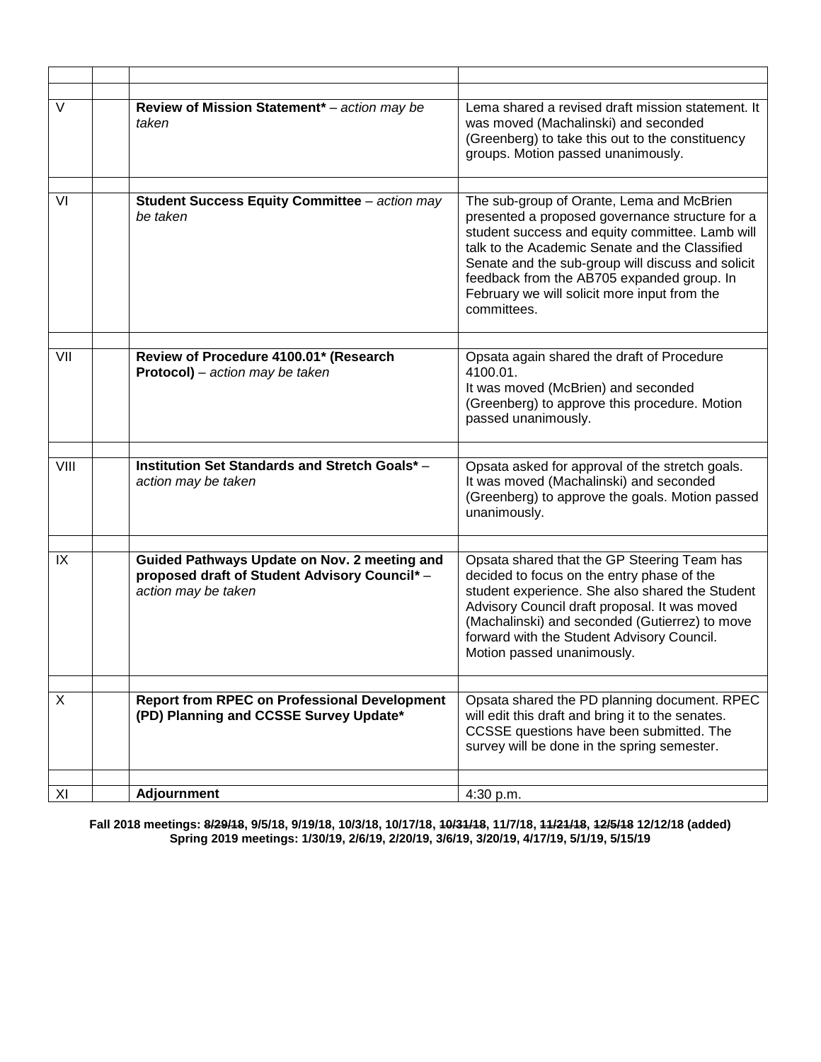| | | | |
|---|---|---|---|
| | | | |
| | | | |
| V | | **Review of Mission Statement*** – *action may be taken* | Lema shared a revised draft mission statement. It was moved (Machalinski) and seconded (Greenberg) to take this out to the constituency groups. Motion passed unanimously. |
| | | | |
| VI | | **Student Success Equity Committee** – *action may be taken* | The sub-group of Orante, Lema and McBrien presented a proposed governance structure for a student success and equity committee. Lamb will talk to the Academic Senate and the Classified Senate and the sub-group will discuss and solicit feedback from the AB705 expanded group. In February we will solicit more input from the committees. |
| | | | |
| VII | | **Review of Procedure 4100.01* (Research Protocol)** – *action may be taken* | Opsata again shared the draft of Procedure 4100.01. It was moved (McBrien) and seconded (Greenberg) to approve this procedure. Motion passed unanimously. |
| | | | |
| VIII | | **Institution Set Standards and Stretch Goals*** – *action may be taken* | Opsata asked for approval of the stretch goals. It was moved (Machalinski) and seconded (Greenberg) to approve the goals. Motion passed unanimously. |
| | | | |
| IX | | **Guided Pathways Update on Nov. 2 meeting and proposed draft of Student Advisory Council*** – *action may be taken* | Opsata shared that the GP Steering Team has decided to focus on the entry phase of the student experience. She also shared the Student Advisory Council draft proposal. It was moved (Machalinski) and seconded (Gutierrez) to move forward with the Student Advisory Council. Motion passed unanimously. |
| | | | |
| X | | **Report from RPEC on Professional Development (PD) Planning and CCSSE Survey Update*** | Opsata shared the PD planning document. RPEC will edit this draft and bring it to the senates. CCSSE questions have been submitted. The survey will be done in the spring semester. |
| | | | |
| XI | | **Adjournment** | 4:30 p.m. |

**Fall 2018 meetings: ~~8/29/18~~, 9/5/18, 9/19/18, 10/3/18, 10/17/18, ~~10/31/18~~, 11/7/18, ~~11/21/18~~, ~~12/5/18~~ 12/12/18 (added)**
**Spring 2019 meetings: 1/30/19, 2/6/19, 2/20/19, 3/6/19, 3/20/19, 4/17/19, 5/1/19, 5/15/19**